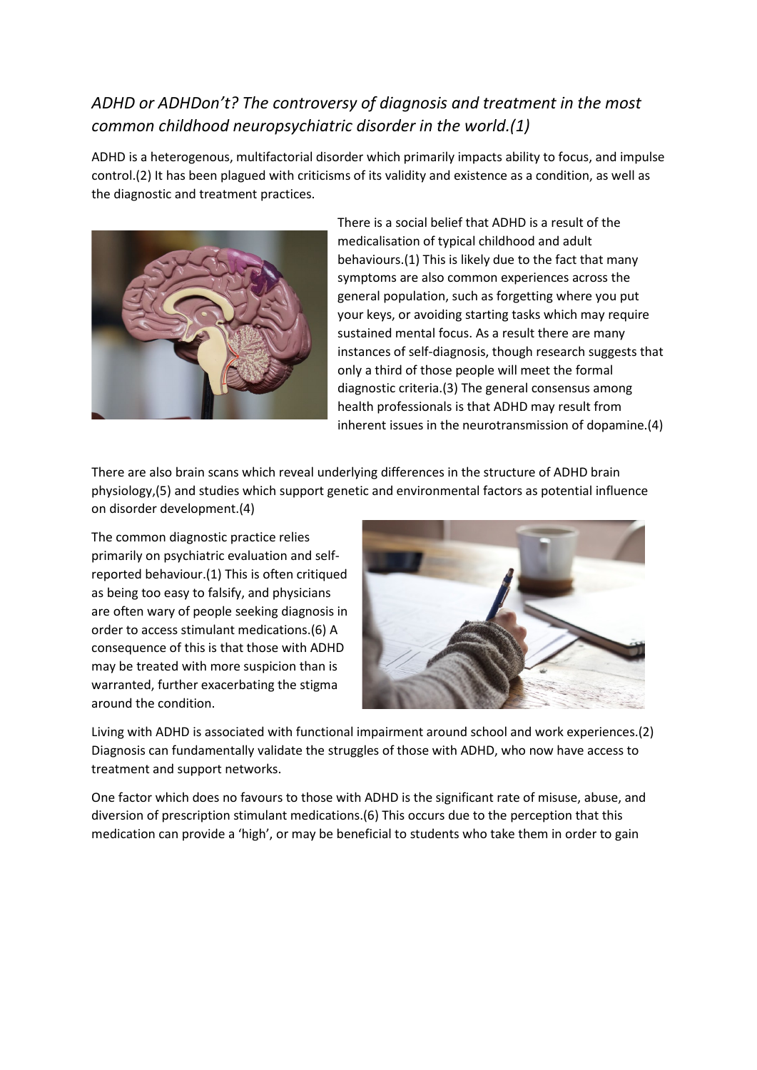# *ADHD or ADHDon't? The controversy of diagnosis and treatment in the most common childhood neuropsychiatric disorder in the world.(1)*

ADHD is a heterogenous, multifactorial disorder which primarily impacts ability to focus, and impulse control.(2) It has been plagued with criticisms of its validity and existence as a condition, as well as the diagnostic and treatment practices.

There is a social belief that ADHD is a result of the medicalisation of typical childhood and adult behaviours.(1) This is likely due to the fact that many symptoms are also common experiences across the general population, such as forgetting where you put your keys, or avoiding starting tasks which may require sustained mental focus. As a result there are many instances of self-diagnosis, though research suggests that only a third of those people will meet the formal diagnostic criteria.(3) The general consensus among health professionals is that ADHD may result from inherent issues in the neurotransmission of dopamine.(4)

There are also brain scans which reveal underlying differences in the structure of ADHD brain physiology,(5) and studies which support genetic and environmental factors as potential influence on disorder development.(4)

The common diagnostic practice relies primarily on psychiatric evaluation and self-reported behaviour.(1) This is often critiqued as being too easy to falsify, and physicians are often wary of people seeking diagnosis in order to access stimulant medications.(6) A consequence of this is that those with ADHD may be treated with more suspicion than is warranted, further exacerbating the stigma around the condition.

Living with ADHD is associated with functional impairment around school and work experiences.(2) Diagnosis can fundamentally validate the struggles of those with ADHD, who now have access to treatment and support networks.

One factor which does no favours to those with ADHD is the significant rate of misuse, abuse, and diversion of prescription stimulant medications.(6) This occurs due to the perception that this medication can provide a 'high', or may be beneficial to students who take them in order to gain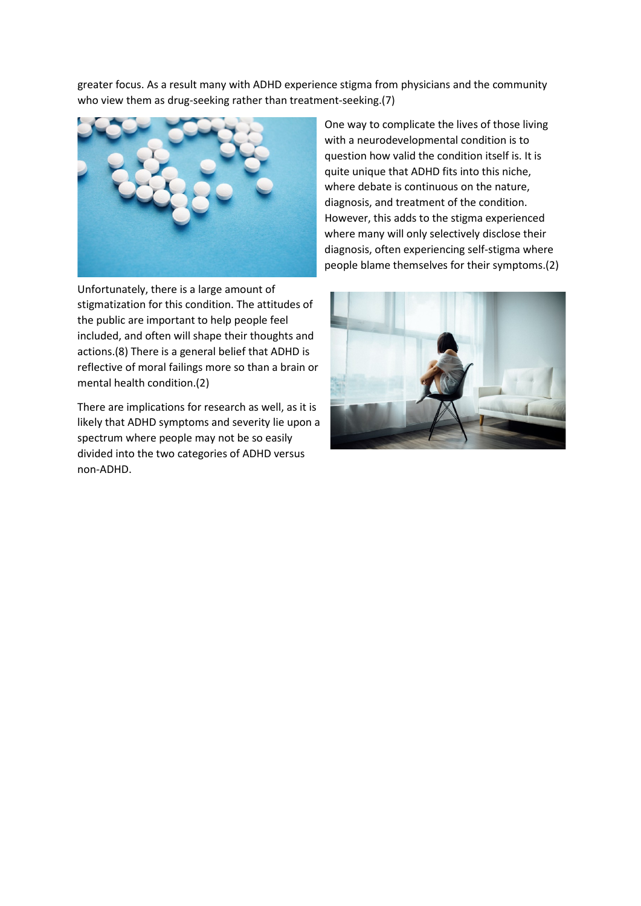greater focus. As a result many with ADHD experience stigma from physicians and the community who view them as drug-seeking rather than treatment-seeking.(7)

One way to complicate the lives of those living with a neurodevelopmental condition is to question how valid the condition itself is. It is quite unique that ADHD fits into this niche, where debate is continuous on the nature, diagnosis, and treatment of the condition. However, this adds to the stigma experienced where many will only selectively disclose their diagnosis, often experiencing self-stigma where people blame themselves for their symptoms.(2)

Unfortunately, there is a large amount of stigmatization for this condition. The attitudes of the public are important to help people feel included, and often will shape their thoughts and actions.(8) There is a general belief that ADHD is reflective of moral failings more so than a brain or mental health condition.(2)

There are implications for research as well, as it is likely that ADHD symptoms and severity lie upon a spectrum where people may not be so easily divided into the two categories of ADHD versus non-ADHD.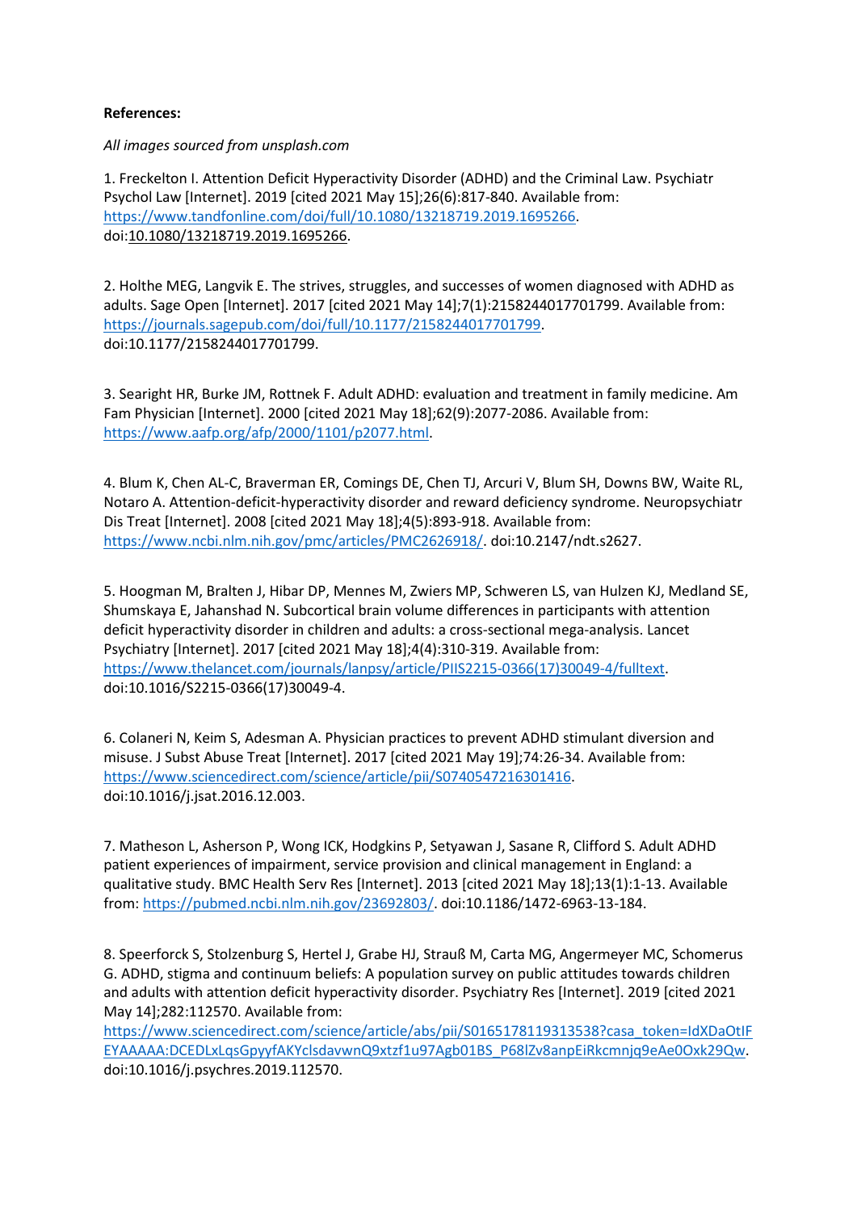**References:**

*All images sourced from unsplash.com*

1. Freckelton I. Attention Deficit Hyperactivity Disorder (ADHD) and the Criminal Law. Psychiatr Psychol Law [Internet]. 2019 [cited 2021 May 15];26(6):817-840. Available from: https://www.tandfonline.com/doi/full/10.1080/13218719.2019.1695266. doi:10.1080/13218719.2019.1695266.

2. Holthe MEG, Langvik E. The strives, struggles, and successes of women diagnosed with ADHD as adults. Sage Open [Internet]. 2017 [cited 2021 May 14];7(1):2158244017701799. Available from: https://journals.sagepub.com/doi/full/10.1177/2158244017701799. doi:10.1177/2158244017701799.

3. Searight HR, Burke JM, Rottnek F. Adult ADHD: evaluation and treatment in family medicine. Am Fam Physician [Internet]. 2000 [cited 2021 May 18];62(9):2077-2086. Available from: https://www.aafp.org/afp/2000/1101/p2077.html.

4. Blum K, Chen AL-C, Braverman ER, Comings DE, Chen TJ, Arcuri V, Blum SH, Downs BW, Waite RL, Notaro A. Attention-deficit-hyperactivity disorder and reward deficiency syndrome. Neuropsychiatr Dis Treat [Internet]. 2008 [cited 2021 May 18];4(5):893-918. Available from: https://www.ncbi.nlm.nih.gov/pmc/articles/PMC2626918/. doi:10.2147/ndt.s2627.

5. Hoogman M, Bralten J, Hibar DP, Mennes M, Zwiers MP, Schweren LS, van Hulzen KJ, Medland SE, Shumskaya E, Jahanshad N. Subcortical brain volume differences in participants with attention deficit hyperactivity disorder in children and adults: a cross-sectional mega-analysis. Lancet Psychiatry [Internet]. 2017 [cited 2021 May 18];4(4):310-319. Available from: https://www.thelancet.com/journals/lanpsy/article/PIIS2215-0366(17)30049-4/fulltext. doi:10.1016/S2215-0366(17)30049-4.

6. Colaneri N, Keim S, Adesman A. Physician practices to prevent ADHD stimulant diversion and misuse. J Subst Abuse Treat [Internet]. 2017 [cited 2021 May 19];74:26-34. Available from: https://www.sciencedirect.com/science/article/pii/S0740547216301416. doi:10.1016/j.jsat.2016.12.003.

7. Matheson L, Asherson P, Wong ICK, Hodgkins P, Setyawan J, Sasane R, Clifford S. Adult ADHD patient experiences of impairment, service provision and clinical management in England: a qualitative study. BMC Health Serv Res [Internet]. 2013 [cited 2021 May 18];13(1):1-13. Available from: https://pubmed.ncbi.nlm.nih.gov/23692803/. doi:10.1186/1472-6963-13-184.

8. Speerforck S, Stolzenburg S, Hertel J, Grabe HJ, Strauß M, Carta MG, Angermeyer MC, Schomerus G. ADHD, stigma and continuum beliefs: A population survey on public attitudes towards children and adults with attention deficit hyperactivity disorder. Psychiatry Res [Internet]. 2019 [cited 2021 May 14];282:112570. Available from: https://www.sciencedirect.com/science/article/abs/pii/S0165178119313538?casa_token=IdXDaOtIFEYAAAAA:DCEDLxLqsGpyyfAKYclsdavwnQ9xtzf1u97Agb01BS_P68lZv8anpEiRkcmnjq9eAe0Oxk29Qw. doi:10.1016/j.psychres.2019.112570.